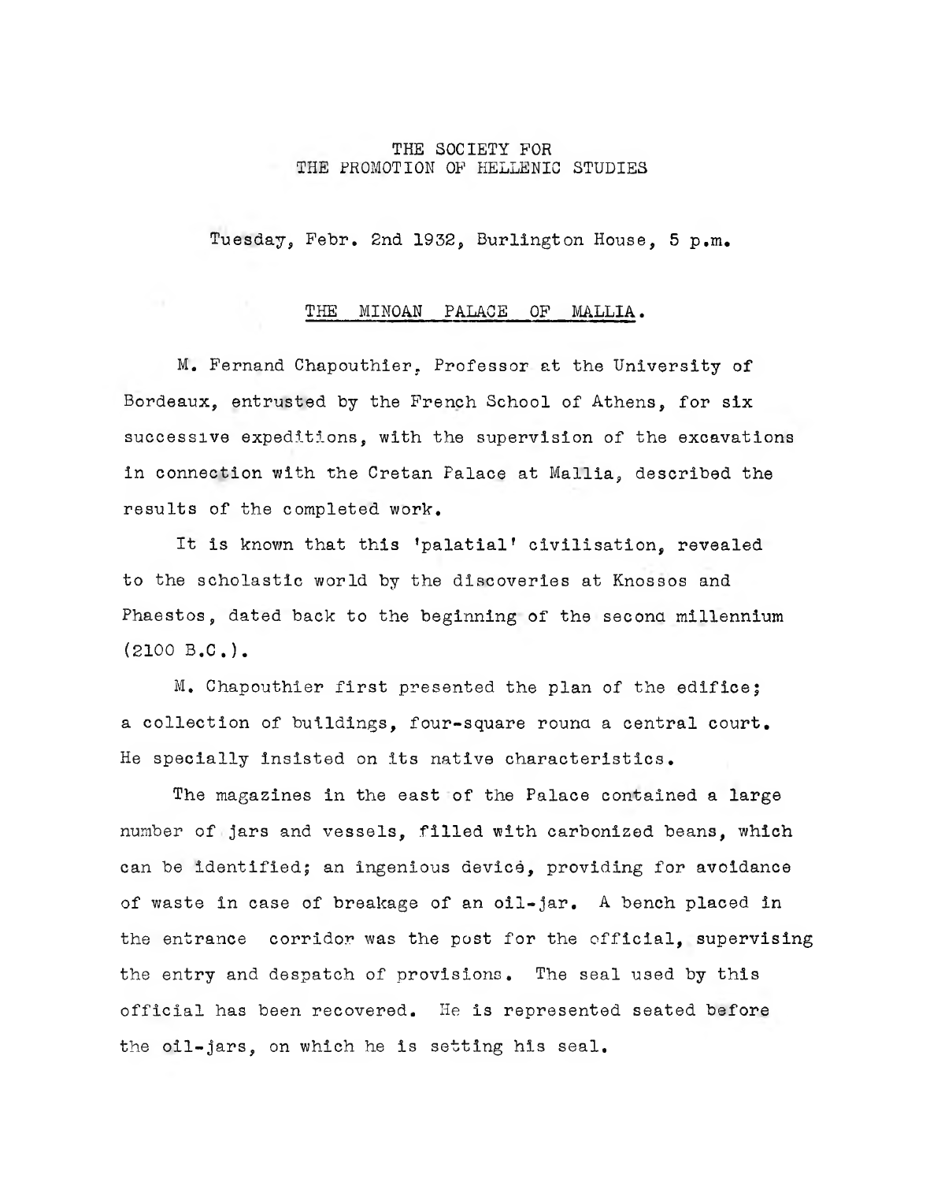THE SOCIETY FOR
THE PROMOTION OF HELLENIC STUDIES

Tuesday, Febr. 2nd 1932, Burlington House, 5 p.m.

## THE MINOAN PALACE OF MALLIA.

M. Fernand Chapouthier, Professor at the University of Bordeaux, entrusted by the French School of Athens, for six successive expeditions, with the supervision of the excavations in connection with the Cretan Palace at Mallia, described the results of the completed work.

It is known that this 'palatial' civilisation, revealed to the scholastic world by the discoveries at Knossos and Phaestos, dated back to the beginning of the second millennium (2100 B.C.).

M. Chapouthier first presented the plan of the edifice; a collection of buildings, four-square round a central court. He specially insisted on its native characteristics.

The magazines in the east of the Palace contained a large number of jars and vessels, filled with carbonized beans, which can be identified; an ingenious device, providing for avoidance of waste in case of breakage of an oil-jar. A bench placed in the entrance corridor was the post for the official, supervising the entry and despatch of provisions. The seal used by this official has been recovered. He is represented seated before the oil-jars, on which he is setting his seal.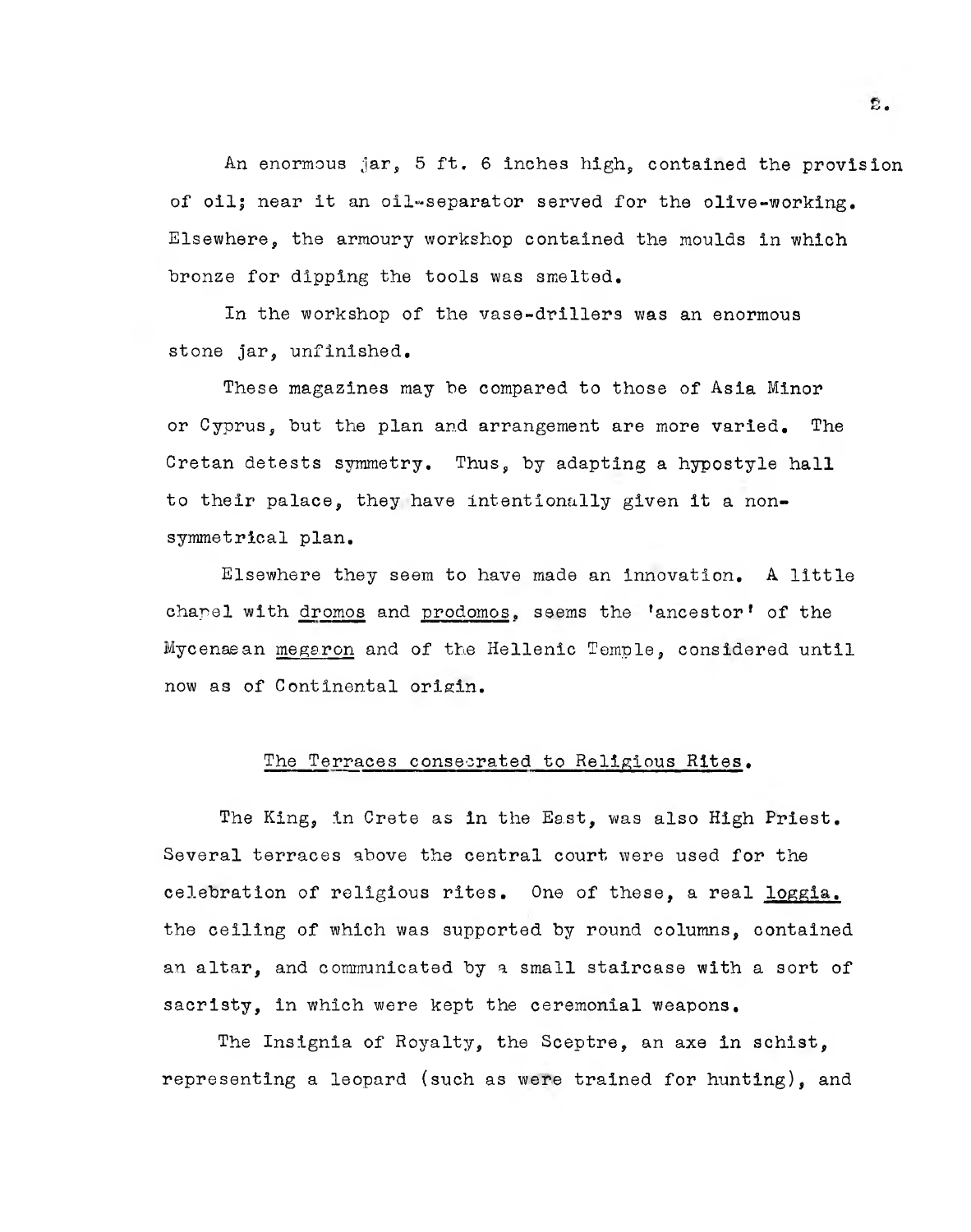An enormous jar, 5 ft. 6 inches high, contained the provision of oil; near it an oil-separator served for the olive-working. Elsewhere, the armoury workshop contained the moulds in which bronze for dipping the tools was smelted.

In the workshop of the vase-drillers was an enormous stone jar, unfinished.

These magazines may be compared to those of Asia Minor or Cyprus, but the plan and arrangement are more varied. The Cretan detests symmetry. Thus, by adapting a hypostyle hall to their palace, they have intentionally given it a non-symmetrical plan.

Elsewhere they seem to have made an innovation. A little chapel with _dromos_ and _prodomos_, seems the 'ancestor' of the Mycenaean _megaron_ and of the Hellenic Temple, considered until now as of Continental origin.

## The Terraces consecrated to Religious Rites.

The King, in Crete as in the East, was also High Priest. Several terraces above the central court were used for the celebration of religious rites. One of these, a real _loggia._ the ceiling of which was supported by round columns, contained an altar, and communicated by a small staircase with a sort of sacristy, in which were kept the ceremonial weapons.

The Insignia of Royalty, the Sceptre, an axe in schist, representing a leopard (such as were trained for hunting), and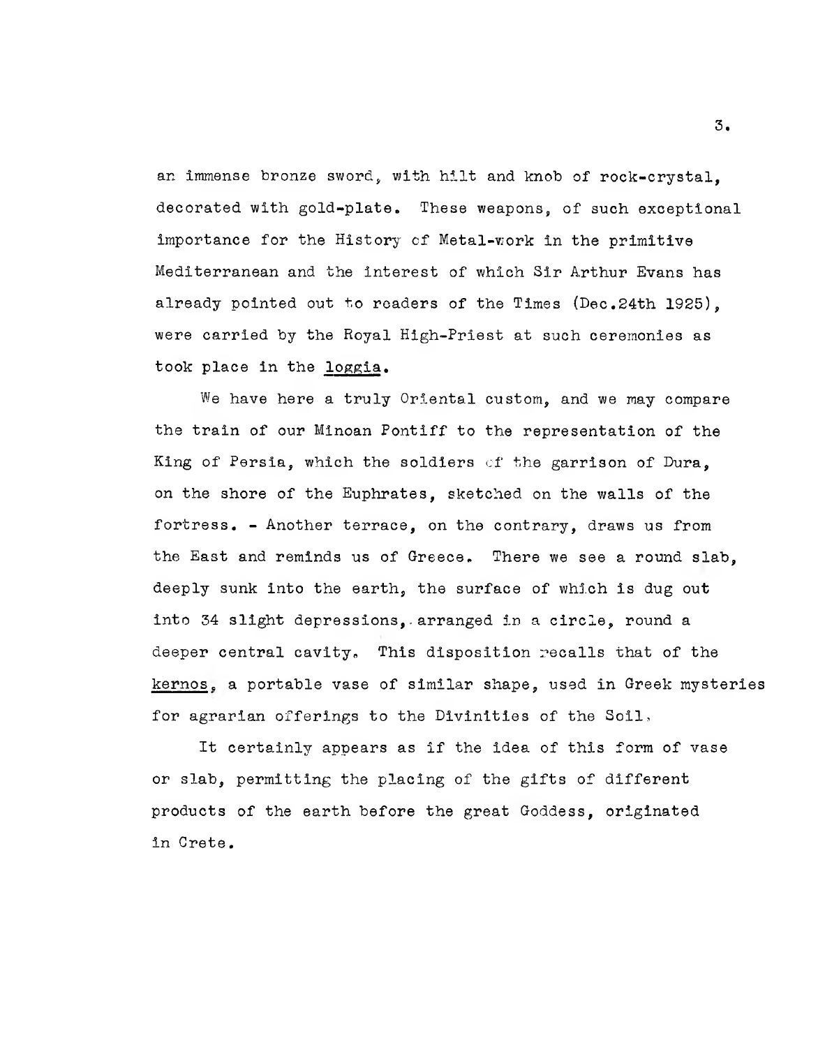an immense bronze sword, with hilt and knob of rock-crystal, decorated with gold-plate. These weapons, of such exceptional importance for the History of Metal-work in the primitive Mediterranean and the interest of which Sir Arthur Evans has already pointed out to readers of the Times (Dec.24th 1925), were carried by the Royal High-Priest at such ceremonies as took place in the loggia.

We have here a truly Oriental custom, and we may compare the train of our Minoan Pontiff to the representation of the King of Persia, which the soldiers of the garrison of Dura, on the shore of the Euphrates, sketched on the walls of the fortress. - Another terrace, on the contrary, draws us from the East and reminds us of Greece. There we see a round slab, deeply sunk into the earth, the surface of which is dug out into 34 slight depressions, arranged in a circle, round a deeper central cavity. This disposition recalls that of the kernos, a portable vase of similar shape, used in Greek mysteries for agrarian offerings to the Divinities of the Soil.

It certainly appears as if the idea of this form of vase or slab, permitting the placing of the gifts of different products of the earth before the great Goddess, originated in Crete.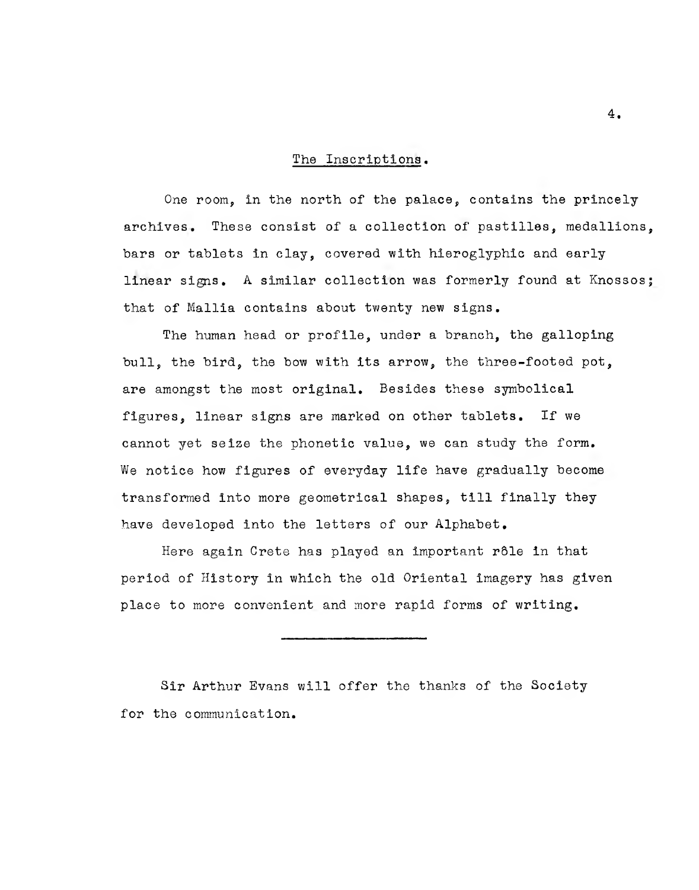## The Inscriptions.

One room, in the north of the palace, contains the princely archives. These consist of a collection of pastilles, medallions, bars or tablets in clay, covered with hieroglyphic and early linear signs. A similar collection was formerly found at Knossos; that of Mallia contains about twenty new signs.

The human head or profile, under a branch, the galloping bull, the bird, the bow with its arrow, the three-footed pot, are amongst the most original. Besides these symbolical figures, linear signs are marked on other tablets. If we cannot yet seize the phonetic value, we can study the form. We notice how figures of everyday life have gradually become transformed into more geometrical shapes, till finally they have developed into the letters of our Alphabet.

Here again Crete has played an important rôle in that period of History in which the old Oriental imagery has given place to more convenient and more rapid forms of writing.

---

Sir Arthur Evans will offer the thanks of the Society for the communication.